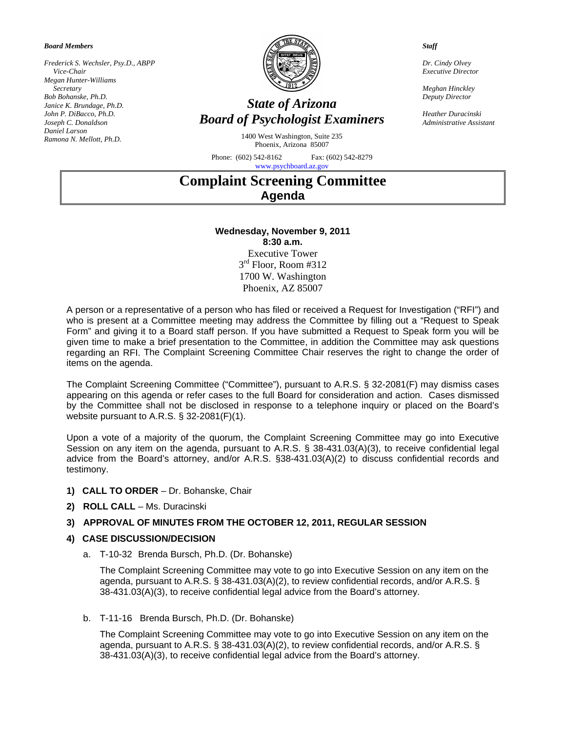***Board Members***

*Frederick S. Wechsler, Psy.D., ABPP*
*Vice-Chair*
*Megan Hunter-Williams*
*Secretary*
*Bob Bohanske, Ph.D.*
*Janice K. Brundage, Ph.D.*
*John P. DiBacco, Ph.D.*
*Joseph C. Donaldson*
*Daniel Larson*
*Ramona N. Mellott, Ph.D.*

# *State of Arizona*
# *Board of Psychologist Examiners*

1400 West Washington, Suite 235
Phoenix, Arizona 85007

Phone: (602) 542-8162 Fax: (602) 542-8279
www.psychboard.az.gov

***Staff***

*Dr. Cindy Olvey*
*Executive Director*

*Meghan Hinckley*
*Deputy Director*

*Heather Duracinski*
*Administrative Assistant*

# Complaint Screening Committee
## Agenda

**Wednesday, November 9, 2011**
**8:30 a.m.**
Executive Tower
3rd Floor, Room #312
1700 W. Washington
Phoenix, AZ 85007

A person or a representative of a person who has filed or received a Request for Investigation ("RFI") and who is present at a Committee meeting may address the Committee by filling out a "Request to Speak Form" and giving it to a Board staff person. If you have submitted a Request to Speak form you will be given time to make a brief presentation to the Committee, in addition the Committee may ask questions regarding an RFI. The Complaint Screening Committee Chair reserves the right to change the order of items on the agenda.

The Complaint Screening Committee ("Committee"), pursuant to A.R.S. § 32-2081(F) may dismiss cases appearing on this agenda or refer cases to the full Board for consideration and action. Cases dismissed by the Committee shall not be disclosed in response to a telephone inquiry or placed on the Board's website pursuant to A.R.S. § 32-2081(F)(1).

Upon a vote of a majority of the quorum, the Complaint Screening Committee may go into Executive Session on any item on the agenda, pursuant to A.R.S. § 38-431.03(A)(3), to receive confidential legal advice from the Board's attorney, and/or A.R.S. §38-431.03(A)(2) to discuss confidential records and testimony.

1) **CALL TO ORDER** – Dr. Bohanske, Chair

2) **ROLL CALL** – Ms. Duracinski

3) **APPROVAL OF MINUTES FROM THE OCTOBER 12, 2011, REGULAR SESSION**

4) **CASE DISCUSSION/DECISION**

   a. T-10-32 Brenda Bursch, Ph.D. (Dr. Bohanske)

      The Complaint Screening Committee may vote to go into Executive Session on any item on the agenda, pursuant to A.R.S. § 38-431.03(A)(2), to review confidential records, and/or A.R.S. § 38-431.03(A)(3), to receive confidential legal advice from the Board's attorney.

   b. T-11-16 Brenda Bursch, Ph.D. (Dr. Bohanske)

      The Complaint Screening Committee may vote to go into Executive Session on any item on the agenda, pursuant to A.R.S. § 38-431.03(A)(2), to review confidential records, and/or A.R.S. § 38-431.03(A)(3), to receive confidential legal advice from the Board's attorney.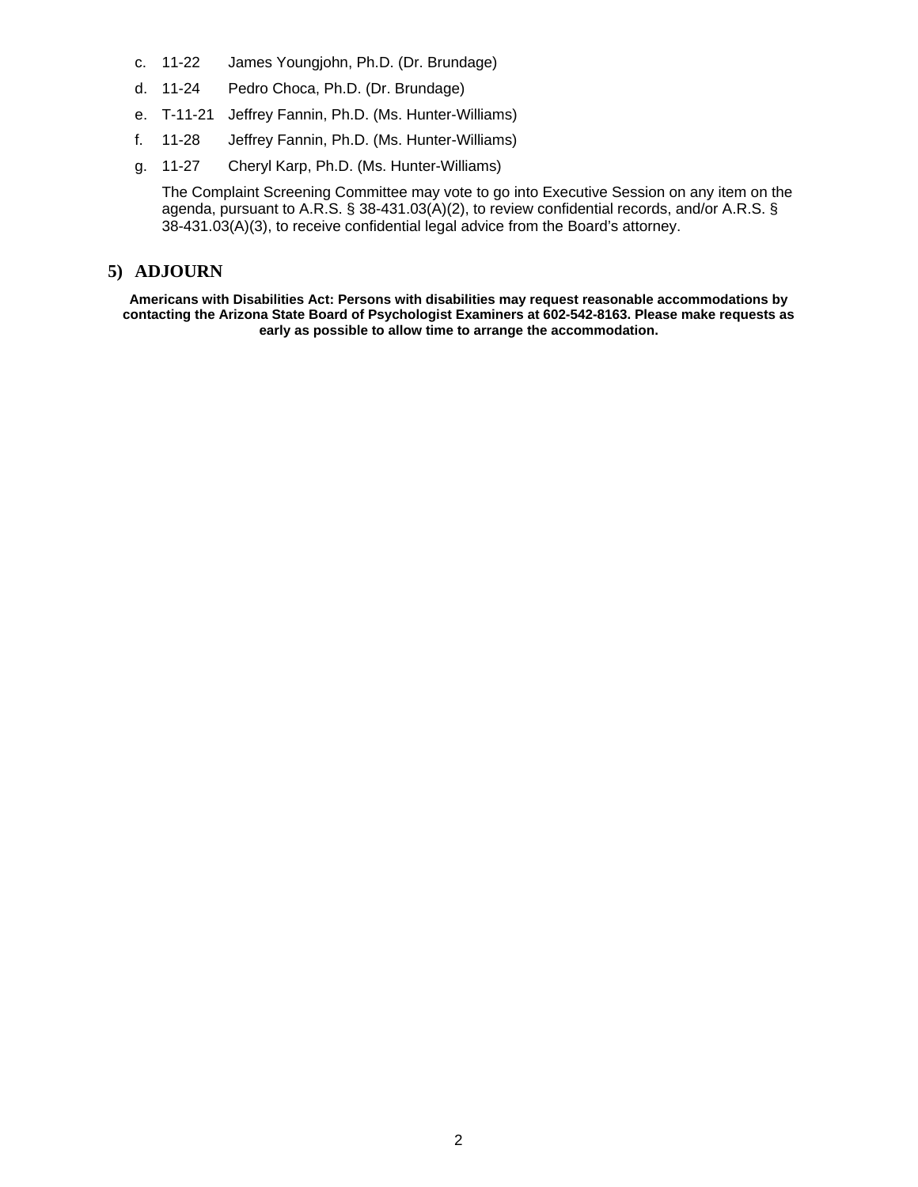c. 11-22 James Youngjohn, Ph.D. (Dr. Brundage)

d. 11-24 Pedro Choca, Ph.D. (Dr. Brundage)

e. T-11-21 Jeffrey Fannin, Ph.D. (Ms. Hunter-Williams)

f. 11-28 Jeffrey Fannin, Ph.D. (Ms. Hunter-Williams)

g. 11-27 Cheryl Karp, Ph.D. (Ms. Hunter-Williams)

The Complaint Screening Committee may vote to go into Executive Session on any item on the agenda, pursuant to A.R.S. § 38-431.03(A)(2), to review confidential records, and/or A.R.S. § 38-431.03(A)(3), to receive confidential legal advice from the Board's attorney.

## 5) ADJOURN

**Americans with Disabilities Act: Persons with disabilities may request reasonable accommodations by contacting the Arizona State Board of Psychologist Examiners at 602-542-8163. Please make requests as early as possible to allow time to arrange the accommodation.**